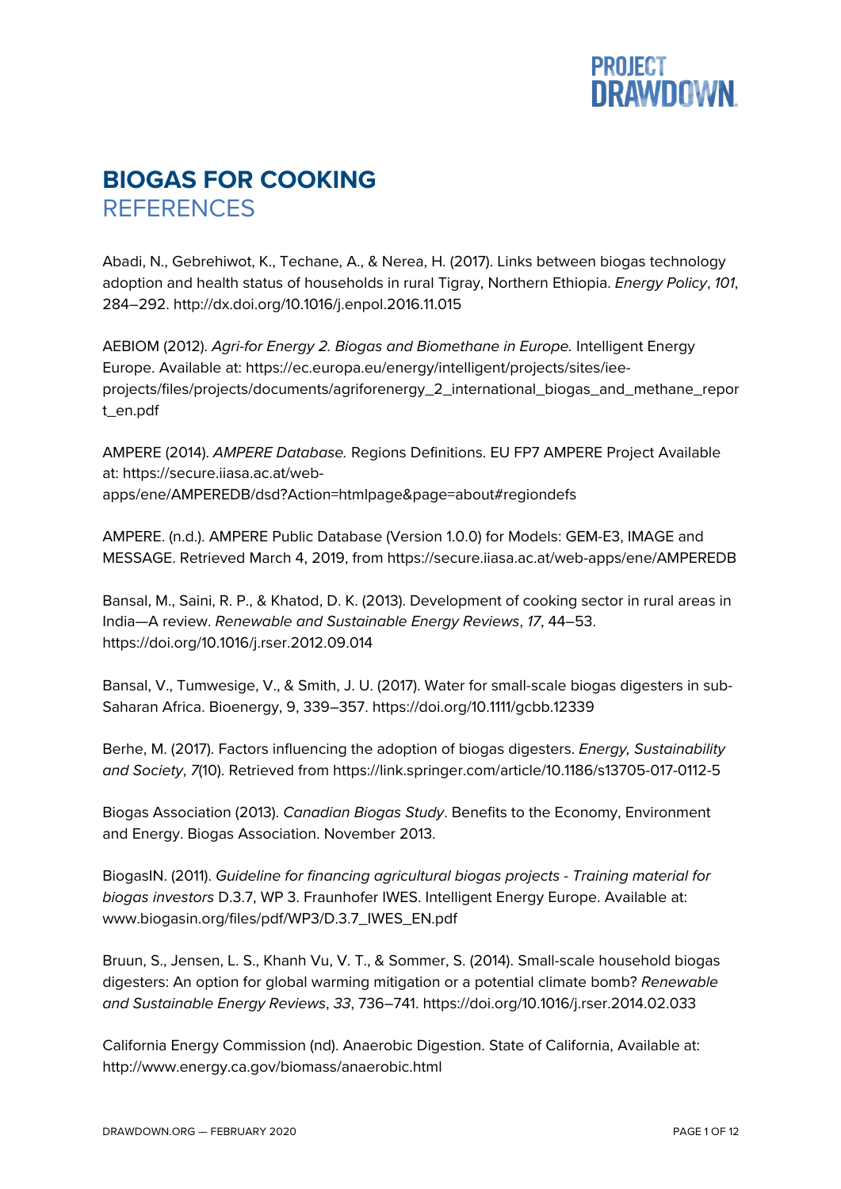# BIOGAS FOR COOKING

## REFERENCES

Abadi, N., Gebrehiwot, K., Techane, A., & Nerea, H. (2017). Links between biogas technology adoption and health status of households in rural Tigray, Northern Ethiopia. *Energy Policy*, *101*, 284–292. http://dx.doi.org/10.1016/j.enpol.2016.11.015

AEBIOM (2012). *Agri-for Energy 2. Biogas and Biomethane in Europe.* Intelligent Energy Europe. Available at: https://ec.europa.eu/energy/intelligent/projects/sites/iee-projects/files/projects/documents/agriforenergy_2_international_biogas_and_methane_report_en.pdf

AMPERE (2014). *AMPERE Database.* Regions Definitions. EU FP7 AMPERE Project Available at: https://secure.iiasa.ac.at/web-apps/ene/AMPEREDB/dsd?Action=htmlpage&page=about#regiondefs

AMPERE. (n.d.). AMPERE Public Database (Version 1.0.0) for Models: GEM-E3, IMAGE and MESSAGE. Retrieved March 4, 2019, from https://secure.iiasa.ac.at/web-apps/ene/AMPEREDB

Bansal, M., Saini, R. P., & Khatod, D. K. (2013). Development of cooking sector in rural areas in India—A review. *Renewable and Sustainable Energy Reviews*, *17*, 44–53. https://doi.org/10.1016/j.rser.2012.09.014

Bansal, V., Tumwesige, V., & Smith, J. U. (2017). Water for small-scale biogas digesters in sub-Saharan Africa. Bioenergy, 9, 339–357. https://doi.org/10.1111/gcbb.12339

Berhe, M. (2017). Factors influencing the adoption of biogas digesters. *Energy, Sustainability and Society*, *7*(10). Retrieved from https://link.springer.com/article/10.1186/s13705-017-0112-5

Biogas Association (2013). *Canadian Biogas Study*. Benefits to the Economy, Environment and Energy. Biogas Association. November 2013.

BiogasIN. (2011). *Guideline for financing agricultural biogas projects - Training material for biogas investors* D.3.7, WP 3. Fraunhofer IWES. Intelligent Energy Europe. Available at: www.biogasin.org/files/pdf/WP3/D.3.7_IWES_EN.pdf

Bruun, S., Jensen, L. S., Khanh Vu, V. T., & Sommer, S. (2014). Small-scale household biogas digesters: An option for global warming mitigation or a potential climate bomb? *Renewable and Sustainable Energy Reviews*, *33*, 736–741. https://doi.org/10.1016/j.rser.2014.02.033

California Energy Commission (nd). Anaerobic Digestion. State of California, Available at: http://www.energy.ca.gov/biomass/anaerobic.html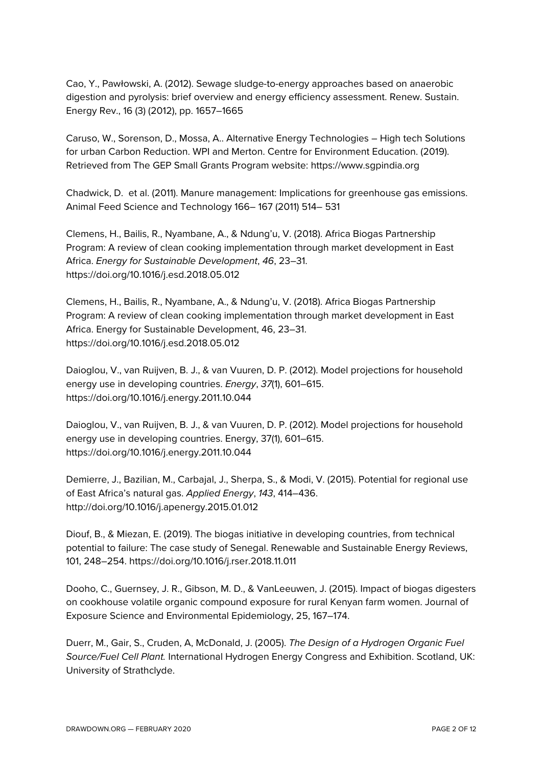Cao, Y., Pawłowski, A. (2012). Sewage sludge-to-energy approaches based on anaerobic digestion and pyrolysis: brief overview and energy efficiency assessment. Renew. Sustain. Energy Rev., 16 (3) (2012), pp. 1657–1665

Caruso, W., Sorenson, D., Mossa, A.. Alternative Energy Technologies – High tech Solutions for urban Carbon Reduction. WPI and Merton. Centre for Environment Education. (2019). Retrieved from The GEP Small Grants Program website: https://www.sgpindia.org

Chadwick, D. et al. (2011). Manure management: Implications for greenhouse gas emissions. Animal Feed Science and Technology 166– 167 (2011) 514– 531

Clemens, H., Bailis, R., Nyambane, A., & Ndung'u, V. (2018). Africa Biogas Partnership Program: A review of clean cooking implementation through market development in East Africa. *Energy for Sustainable Development*, *46*, 23–31. https://doi.org/10.1016/j.esd.2018.05.012

Clemens, H., Bailis, R., Nyambane, A., & Ndung'u, V. (2018). Africa Biogas Partnership Program: A review of clean cooking implementation through market development in East Africa. Energy for Sustainable Development, 46, 23–31. https://doi.org/10.1016/j.esd.2018.05.012

Daioglou, V., van Ruijven, B. J., & van Vuuren, D. P. (2012). Model projections for household energy use in developing countries. *Energy*, *37*(1), 601–615. https://doi.org/10.1016/j.energy.2011.10.044

Daioglou, V., van Ruijven, B. J., & van Vuuren, D. P. (2012). Model projections for household energy use in developing countries. Energy, 37(1), 601–615. https://doi.org/10.1016/j.energy.2011.10.044

Demierre, J., Bazilian, M., Carbajal, J., Sherpa, S., & Modi, V. (2015). Potential for regional use of East Africa's natural gas. *Applied Energy*, *143*, 414–436. http://doi.org/10.1016/j.apenergy.2015.01.012

Diouf, B., & Miezan, E. (2019). The biogas initiative in developing countries, from technical potential to failure: The case study of Senegal. Renewable and Sustainable Energy Reviews, 101, 248–254. https://doi.org/10.1016/j.rser.2018.11.011

Dooho, C., Guernsey, J. R., Gibson, M. D., & VanLeeuwen, J. (2015). Impact of biogas digesters on cookhouse volatile organic compound exposure for rural Kenyan farm women. Journal of Exposure Science and Environmental Epidemiology, 25, 167–174.

Duerr, M., Gair, S., Cruden, A, McDonald, J. (2005). *The Design of a Hydrogen Organic Fuel Source/Fuel Cell Plant.* International Hydrogen Energy Congress and Exhibition. Scotland, UK: University of Strathclyde.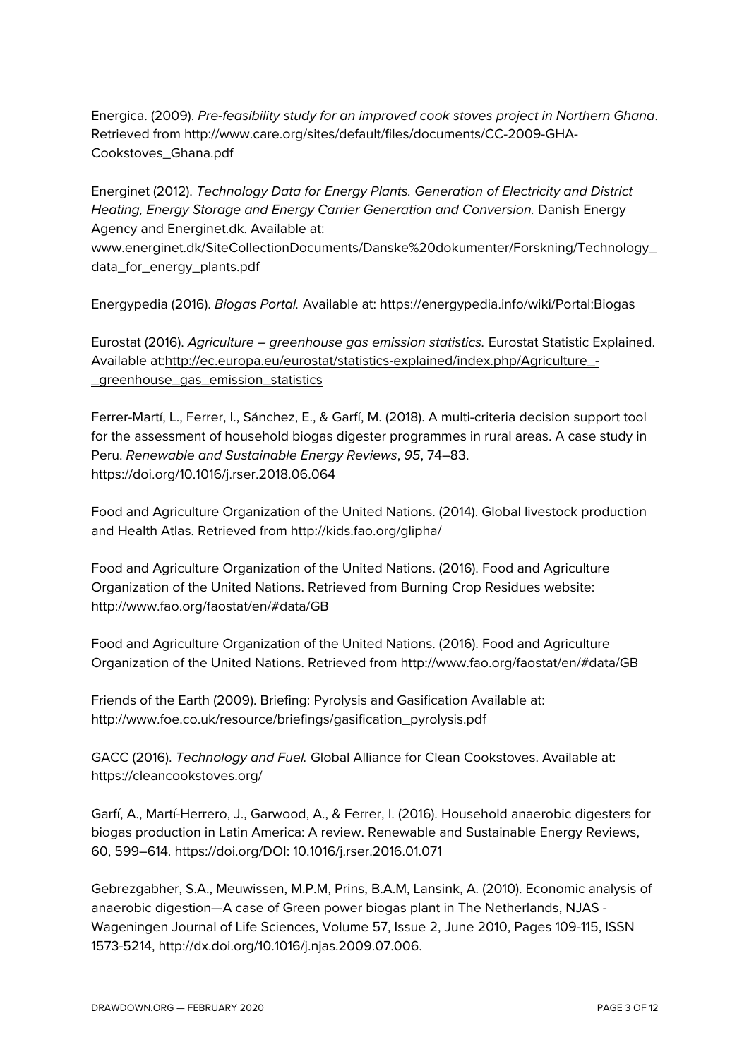Energica. (2009). *Pre-feasibility study for an improved cook stoves project in Northern Ghana*. Retrieved from http://www.care.org/sites/default/files/documents/CC-2009-GHA-Cookstoves_Ghana.pdf

Energinet (2012). *Technology Data for Energy Plants. Generation of Electricity and District Heating, Energy Storage and Energy Carrier Generation and Conversion.* Danish Energy Agency and Energinet.dk. Available at: www.energinet.dk/SiteCollectionDocuments/Danske%20dokumenter/Forskning/Technology_data_for_energy_plants.pdf

Energypedia (2016). *Biogas Portal.* Available at: https://energypedia.info/wiki/Portal:Biogas

Eurostat (2016). *Agriculture – greenhouse gas emission statistics.* Eurostat Statistic Explained. Available at:http://ec.europa.eu/eurostat/statistics-explained/index.php/Agriculture_-_greenhouse_gas_emission_statistics

Ferrer-Martí, L., Ferrer, I., Sánchez, E., & Garfí, M. (2018). A multi-criteria decision support tool for the assessment of household biogas digester programmes in rural areas. A case study in Peru. *Renewable and Sustainable Energy Reviews*, *95*, 74–83. https://doi.org/10.1016/j.rser.2018.06.064

Food and Agriculture Organization of the United Nations. (2014). Global livestock production and Health Atlas. Retrieved from http://kids.fao.org/glipha/

Food and Agriculture Organization of the United Nations. (2016). Food and Agriculture Organization of the United Nations. Retrieved from Burning Crop Residues website: http://www.fao.org/faostat/en/#data/GB

Food and Agriculture Organization of the United Nations. (2016). Food and Agriculture Organization of the United Nations. Retrieved from http://www.fao.org/faostat/en/#data/GB

Friends of the Earth (2009). Briefing: Pyrolysis and Gasification Available at: http://www.foe.co.uk/resource/briefings/gasification_pyrolysis.pdf

GACC (2016). *Technology and Fuel.* Global Alliance for Clean Cookstoves. Available at: https://cleancookstoves.org/

Garfí, A., Martí-Herrero, J., Garwood, A., & Ferrer, I. (2016). Household anaerobic digesters for biogas production in Latin America: A review. Renewable and Sustainable Energy Reviews, 60, 599–614. https://doi.org/DOI: 10.1016/j.rser.2016.01.071

Gebrezgabher, S.A., Meuwissen, M.P.M, Prins, B.A.M, Lansink, A. (2010). Economic analysis of anaerobic digestion—A case of Green power biogas plant in The Netherlands, NJAS - Wageningen Journal of Life Sciences, Volume 57, Issue 2, June 2010, Pages 109-115, ISSN 1573-5214, http://dx.doi.org/10.1016/j.njas.2009.07.006.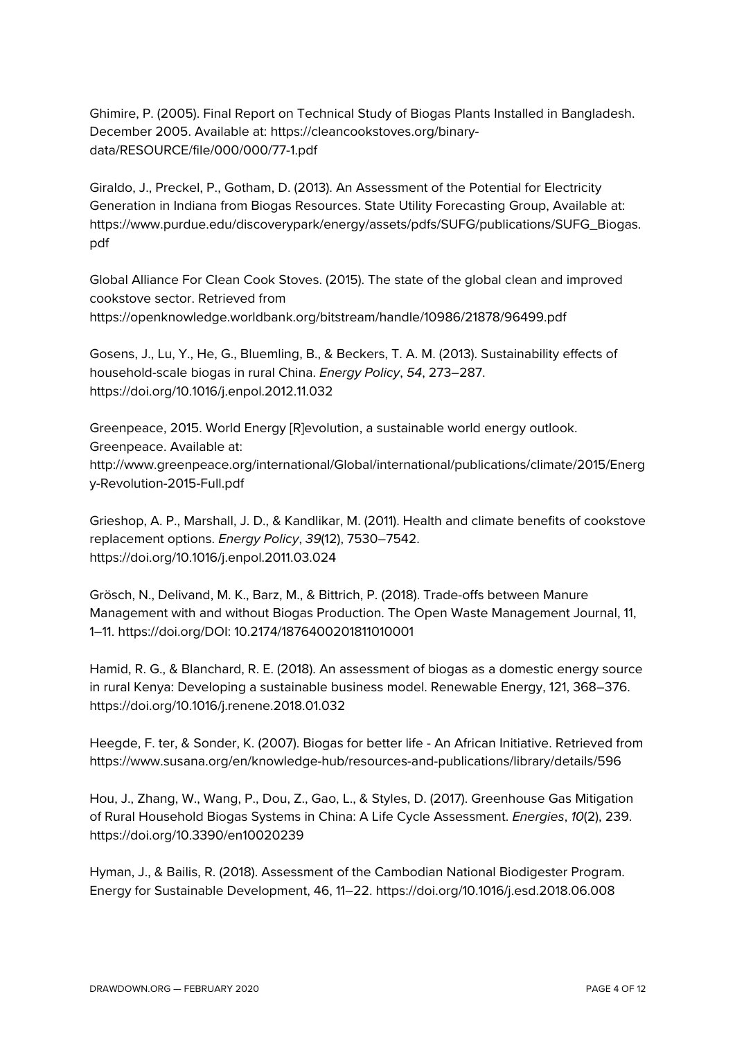Ghimire, P. (2005). Final Report on Technical Study of Biogas Plants Installed in Bangladesh. December 2005. Available at: https://cleancookstoves.org/binary-data/RESOURCE/file/000/000/77-1.pdf

Giraldo, J., Preckel, P., Gotham, D. (2013). An Assessment of the Potential for Electricity Generation in Indiana from Biogas Resources. State Utility Forecasting Group, Available at: https://www.purdue.edu/discoverypark/energy/assets/pdfs/SUFG/publications/SUFG_Biogas.pdf

Global Alliance For Clean Cook Stoves. (2015). The state of the global clean and improved cookstove sector. Retrieved from https://openknowledge.worldbank.org/bitstream/handle/10986/21878/96499.pdf

Gosens, J., Lu, Y., He, G., Bluemling, B., & Beckers, T. A. M. (2013). Sustainability effects of household-scale biogas in rural China. *Energy Policy*, *54*, 273–287. https://doi.org/10.1016/j.enpol.2012.11.032

Greenpeace, 2015. World Energy [R]evolution, a sustainable world energy outlook. Greenpeace. Available at: http://www.greenpeace.org/international/Global/international/publications/climate/2015/Energy-Revolution-2015-Full.pdf

Grieshop, A. P., Marshall, J. D., & Kandlikar, M. (2011). Health and climate benefits of cookstove replacement options. *Energy Policy*, *39*(12), 7530–7542. https://doi.org/10.1016/j.enpol.2011.03.024

Grösch, N., Delivand, M. K., Barz, M., & Bittrich, P. (2018). Trade-offs between Manure Management with and without Biogas Production. The Open Waste Management Journal, 11, 1–11. https://doi.org/DOI: 10.2174/1876400201811010001

Hamid, R. G., & Blanchard, R. E. (2018). An assessment of biogas as a domestic energy source in rural Kenya: Developing a sustainable business model. Renewable Energy, 121, 368–376. https://doi.org/10.1016/j.renene.2018.01.032

Heegde, F. ter, & Sonder, K. (2007). Biogas for better life - An African Initiative. Retrieved from https://www.susana.org/en/knowledge-hub/resources-and-publications/library/details/596

Hou, J., Zhang, W., Wang, P., Dou, Z., Gao, L., & Styles, D. (2017). Greenhouse Gas Mitigation of Rural Household Biogas Systems in China: A Life Cycle Assessment. *Energies*, *10*(2), 239. https://doi.org/10.3390/en10020239

Hyman, J., & Bailis, R. (2018). Assessment of the Cambodian National Biodigester Program. Energy for Sustainable Development, 46, 11–22. https://doi.org/10.1016/j.esd.2018.06.008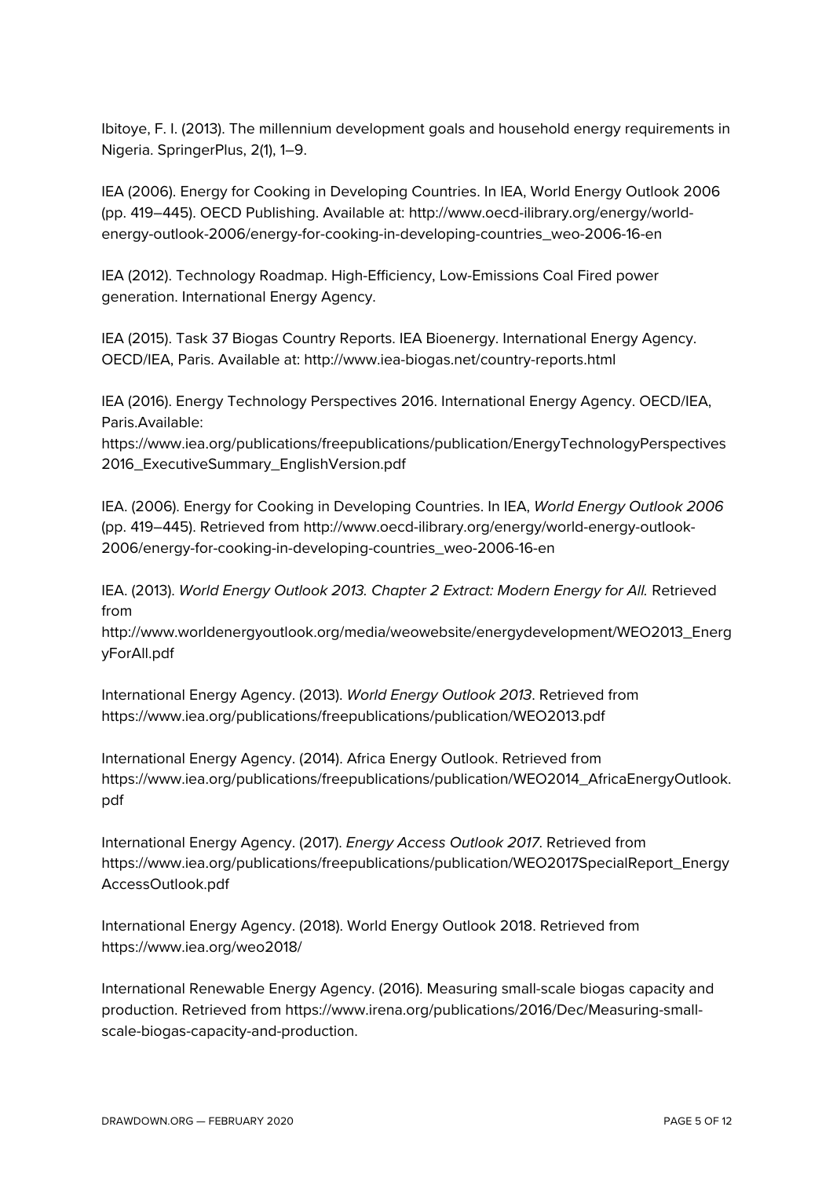Ibitoye, F. I. (2013). The millennium development goals and household energy requirements in Nigeria. SpringerPlus, 2(1), 1–9.

IEA (2006). Energy for Cooking in Developing Countries. In IEA, World Energy Outlook 2006 (pp. 419–445). OECD Publishing. Available at: http://www.oecd-ilibrary.org/energy/world-energy-outlook-2006/energy-for-cooking-in-developing-countries_weo-2006-16-en

IEA (2012). Technology Roadmap. High-Efficiency, Low-Emissions Coal Fired power generation. International Energy Agency.

IEA (2015). Task 37 Biogas Country Reports. IEA Bioenergy. International Energy Agency. OECD/IEA, Paris. Available at: http://www.iea-biogas.net/country-reports.html

IEA (2016). Energy Technology Perspectives 2016. International Energy Agency. OECD/IEA, Paris.Available: https://www.iea.org/publications/freepublications/publication/EnergyTechnologyPerspectives2016_ExecutiveSummary_EnglishVersion.pdf

IEA. (2006). Energy for Cooking in Developing Countries. In IEA, *World Energy Outlook 2006* (pp. 419–445). Retrieved from http://www.oecd-ilibrary.org/energy/world-energy-outlook-2006/energy-for-cooking-in-developing-countries_weo-2006-16-en

IEA. (2013). *World Energy Outlook 2013. Chapter 2 Extract: Modern Energy for All.* Retrieved from http://www.worldenergyoutlook.org/media/weowebsite/energydevelopment/WEO2013_EnergyForAll.pdf

International Energy Agency. (2013). *World Energy Outlook 2013*. Retrieved from https://www.iea.org/publications/freepublications/publication/WEO2013.pdf

International Energy Agency. (2014). Africa Energy Outlook. Retrieved from https://www.iea.org/publications/freepublications/publication/WEO2014_AfricaEnergyOutlook.pdf

International Energy Agency. (2017). *Energy Access Outlook 2017*. Retrieved from https://www.iea.org/publications/freepublications/publication/WEO2017SpecialReport_EnergyAccessOutlook.pdf

International Energy Agency. (2018). World Energy Outlook 2018. Retrieved from https://www.iea.org/weo2018/

International Renewable Energy Agency. (2016). Measuring small-scale biogas capacity and production. Retrieved from https://www.irena.org/publications/2016/Dec/Measuring-small-scale-biogas-capacity-and-production.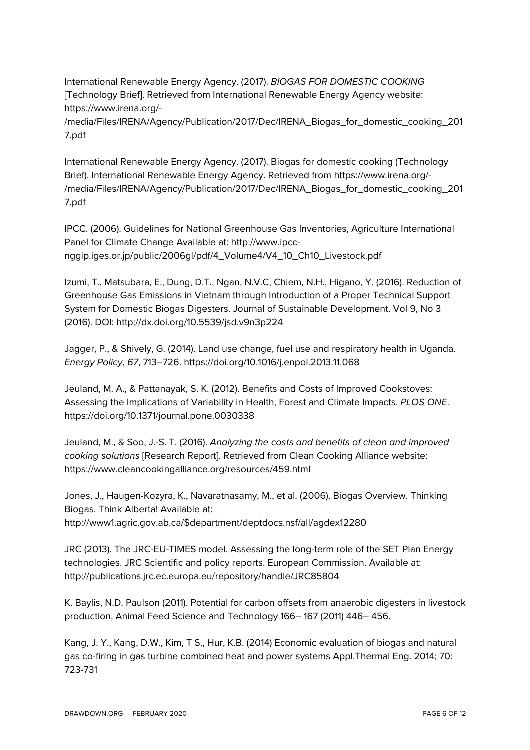International Renewable Energy Agency. (2017). *BIOGAS FOR DOMESTIC COOKING* [Technology Brief]. Retrieved from International Renewable Energy Agency website: https://www.irena.org/-/media/Files/IRENA/Agency/Publication/2017/Dec/IRENA_Biogas_for_domestic_cooking_2017.pdf

International Renewable Energy Agency. (2017). Biogas for domestic cooking (Technology Brief). International Renewable Energy Agency. Retrieved from https://www.irena.org/-/media/Files/IRENA/Agency/Publication/2017/Dec/IRENA_Biogas_for_domestic_cooking_2017.pdf

IPCC. (2006). Guidelines for National Greenhouse Gas Inventories, Agriculture International Panel for Climate Change Available at: http://www.ipcc-nggip.iges.or.jp/public/2006gl/pdf/4_Volume4/V4_10_Ch10_Livestock.pdf

Izumi, T., Matsubara, E., Dung, D.T., Ngan, N.V.C, Chiem, N.H., Higano, Y. (2016). Reduction of Greenhouse Gas Emissions in Vietnam through Introduction of a Proper Technical Support System for Domestic Biogas Digesters. Journal of Sustainable Development. Vol 9, No 3 (2016). DOI: http://dx.doi.org/10.5539/jsd.v9n3p224

Jagger, P., & Shively, G. (2014). Land use change, fuel use and respiratory health in Uganda. *Energy Policy*, *67*, 713–726. https://doi.org/10.1016/j.enpol.2013.11.068

Jeuland, M. A., & Pattanayak, S. K. (2012). Benefits and Costs of Improved Cookstoves: Assessing the Implications of Variability in Health, Forest and Climate Impacts. *PLOS ONE*. https://doi.org/10.1371/journal.pone.0030338

Jeuland, M., & Soo, J.-S. T. (2016). *Analyzing the costs and benefits of clean and improved cooking solutions* [Research Report]. Retrieved from Clean Cooking Alliance website: https://www.cleancookingalliance.org/resources/459.html

Jones, J., Haugen-Kozyra, K., Navaratnasamy, M., et al. (2006). Biogas Overview. Thinking Biogas. Think Alberta! Available at: http://www1.agric.gov.ab.ca/$department/deptdocs.nsf/all/agdex12280

JRC (2013). The JRC-EU-TIMES model. Assessing the long-term role of the SET Plan Energy technologies. JRC Scientific and policy reports. European Commission. Available at: http://publications.jrc.ec.europa.eu/repository/handle/JRC85804

K. Baylis, N.D. Paulson (2011). Potential for carbon offsets from anaerobic digesters in livestock production, Animal Feed Science and Technology 166– 167 (2011) 446– 456.

Kang, J. Y., Kang, D.W., Kim, T S., Hur, K.B. (2014) Economic evaluation of biogas and natural gas co-firing in gas turbine combined heat and power systems Appl.Thermal Eng. 2014; 70: 723-731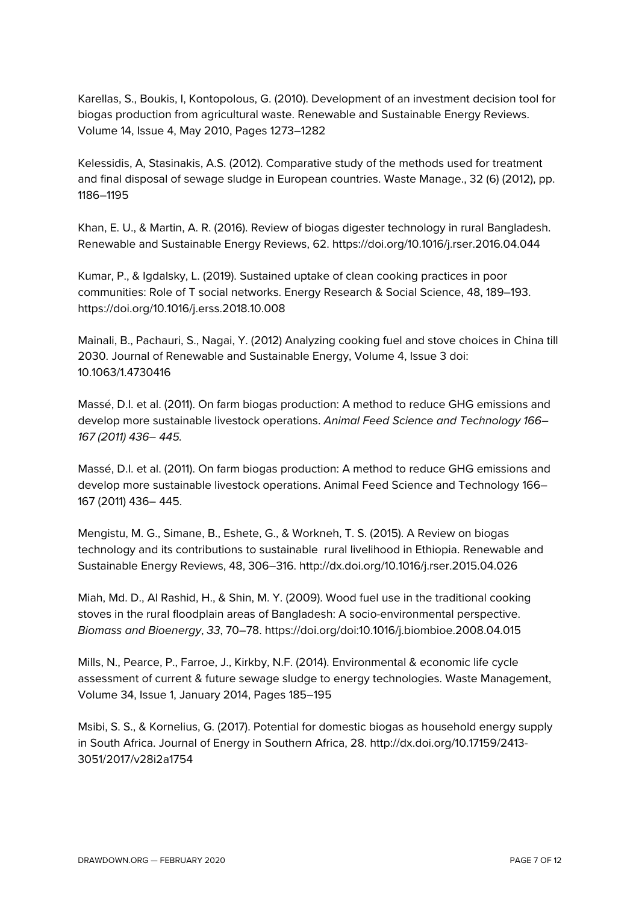Karellas, S., Boukis, I, Kontopolous, G. (2010). Development of an investment decision tool for biogas production from agricultural waste. Renewable and Sustainable Energy Reviews. Volume 14, Issue 4, May 2010, Pages 1273–1282

Kelessidis, A, Stasinakis, A.S. (2012). Comparative study of the methods used for treatment and final disposal of sewage sludge in European countries. Waste Manage., 32 (6) (2012), pp. 1186–1195

Khan, E. U., & Martin, A. R. (2016). Review of biogas digester technology in rural Bangladesh. Renewable and Sustainable Energy Reviews, 62. https://doi.org/10.1016/j.rser.2016.04.044

Kumar, P., & Igdalsky, L. (2019). Sustained uptake of clean cooking practices in poor communities: Role of T social networks. Energy Research & Social Science, 48, 189–193. https://doi.org/10.1016/j.erss.2018.10.008

Mainali, B., Pachauri, S., Nagai, Y. (2012) Analyzing cooking fuel and stove choices in China till 2030. Journal of Renewable and Sustainable Energy, Volume 4, Issue 3 doi: 10.1063/1.4730416

Massé, D.I. et al. (2011). On farm biogas production: A method to reduce GHG emissions and develop more sustainable livestock operations. *Animal Feed Science and Technology 166–167 (2011) 436– 445.*

Massé, D.I. et al. (2011). On farm biogas production: A method to reduce GHG emissions and develop more sustainable livestock operations. Animal Feed Science and Technology 166–167 (2011) 436– 445.

Mengistu, M. G., Simane, B., Eshete, G., & Workneh, T. S. (2015). A Review on biogas technology and its contributions to sustainable rural livelihood in Ethiopia. Renewable and Sustainable Energy Reviews, 48, 306–316. http://dx.doi.org/10.1016/j.rser.2015.04.026

Miah, Md. D., Al Rashid, H., & Shin, M. Y. (2009). Wood fuel use in the traditional cooking stoves in the rural floodplain areas of Bangladesh: A socio-environmental perspective. *Biomass and Bioenergy*, *33*, 70–78. https://doi.org/doi:10.1016/j.biombioe.2008.04.015

Mills, N., Pearce, P., Farroe, J., Kirkby, N.F. (2014). Environmental & economic life cycle assessment of current & future sewage sludge to energy technologies. Waste Management, Volume 34, Issue 1, January 2014, Pages 185–195

Msibi, S. S., & Kornelius, G. (2017). Potential for domestic biogas as household energy supply in South Africa. Journal of Energy in Southern Africa, 28. http://dx.doi.org/10.17159/2413-3051/2017/v28i2a1754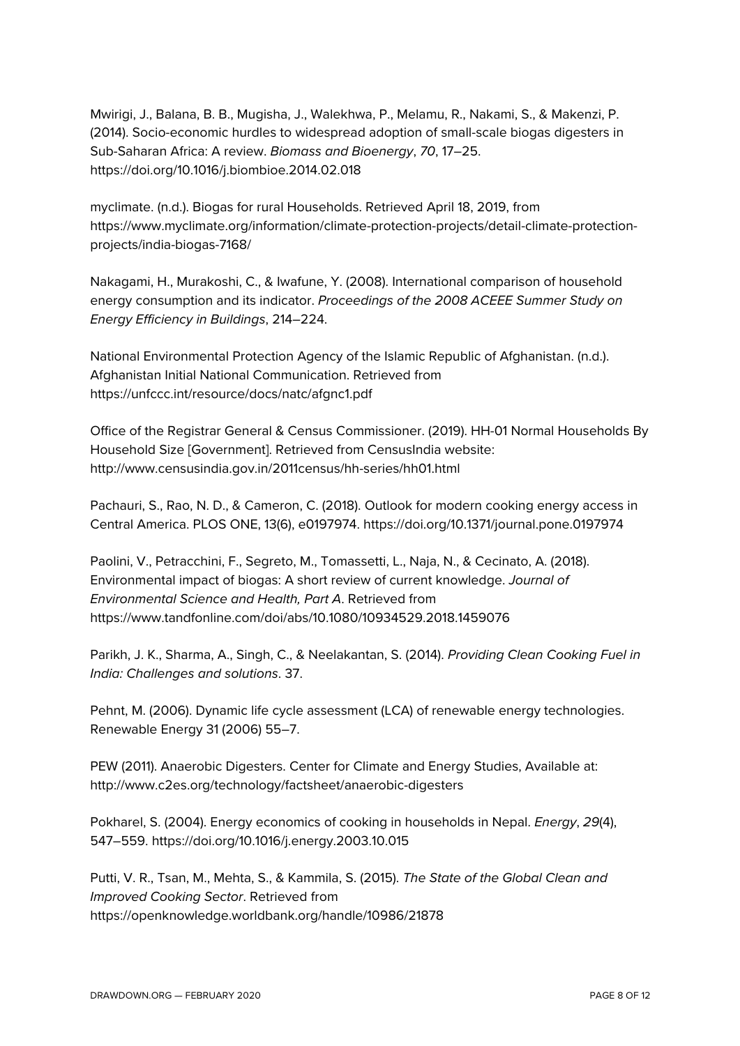Mwirigi, J., Balana, B. B., Mugisha, J., Walekhwa, P., Melamu, R., Nakami, S., & Makenzi, P. (2014). Socio-economic hurdles to widespread adoption of small-scale biogas digesters in Sub-Saharan Africa: A review. *Biomass and Bioenergy*, *70*, 17–25. https://doi.org/10.1016/j.biombioe.2014.02.018

myclimate. (n.d.). Biogas for rural Households. Retrieved April 18, 2019, from https://www.myclimate.org/information/climate-protection-projects/detail-climate-protection-projects/india-biogas-7168/

Nakagami, H., Murakoshi, C., & Iwafune, Y. (2008). International comparison of household energy consumption and its indicator. *Proceedings of the 2008 ACEEE Summer Study on Energy Efficiency in Buildings*, 214–224.

National Environmental Protection Agency of the Islamic Republic of Afghanistan. (n.d.). Afghanistan Initial National Communication. Retrieved from https://unfccc.int/resource/docs/natc/afgnc1.pdf

Office of the Registrar General & Census Commissioner. (2019). HH-01 Normal Households By Household Size [Government]. Retrieved from CensusIndia website: http://www.censusindia.gov.in/2011census/hh-series/hh01.html

Pachauri, S., Rao, N. D., & Cameron, C. (2018). Outlook for modern cooking energy access in Central America. PLOS ONE, 13(6), e0197974. https://doi.org/10.1371/journal.pone.0197974

Paolini, V., Petracchini, F., Segreto, M., Tomassetti, L., Naja, N., & Cecinato, A. (2018). Environmental impact of biogas: A short review of current knowledge. *Journal of Environmental Science and Health, Part A*. Retrieved from https://www.tandfonline.com/doi/abs/10.1080/10934529.2018.1459076

Parikh, J. K., Sharma, A., Singh, C., & Neelakantan, S. (2014). *Providing Clean Cooking Fuel in India: Challenges and solutions*. 37.

Pehnt, M. (2006). Dynamic life cycle assessment (LCA) of renewable energy technologies. Renewable Energy 31 (2006) 55–7.

PEW (2011). Anaerobic Digesters. Center for Climate and Energy Studies, Available at: http://www.c2es.org/technology/factsheet/anaerobic-digesters

Pokharel, S. (2004). Energy economics of cooking in households in Nepal. *Energy*, *29*(4), 547–559. https://doi.org/10.1016/j.energy.2003.10.015

Putti, V. R., Tsan, M., Mehta, S., & Kammila, S. (2015). *The State of the Global Clean and Improved Cooking Sector*. Retrieved from https://openknowledge.worldbank.org/handle/10986/21878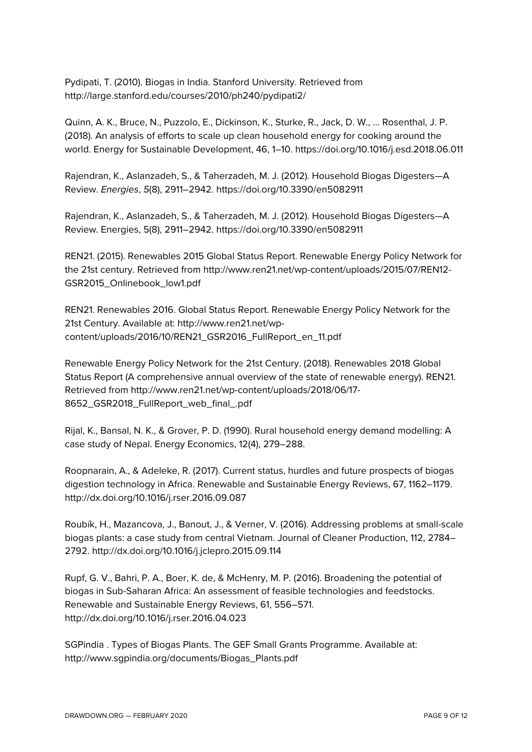Pydipati, T. (2010). Biogas in India. Stanford University. Retrieved from http://large.stanford.edu/courses/2010/ph240/pydipati2/

Quinn, A. K., Bruce, N., Puzzolo, E., Dickinson, K., Sturke, R., Jack, D. W., … Rosenthal, J. P. (2018). An analysis of efforts to scale up clean household energy for cooking around the world. Energy for Sustainable Development, 46, 1–10. https://doi.org/10.1016/j.esd.2018.06.011

Rajendran, K., Aslanzadeh, S., & Taherzadeh, M. J. (2012). Household Biogas Digesters—A Review. *Energies*, *5*(8), 2911–2942. https://doi.org/10.3390/en5082911

Rajendran, K., Aslanzadeh, S., & Taherzadeh, M. J. (2012). Household Biogas Digesters—A Review. Energies, 5(8), 2911–2942. https://doi.org/10.3390/en5082911

REN21. (2015). Renewables 2015 Global Status Report. Renewable Energy Policy Network for the 21st century. Retrieved from http://www.ren21.net/wp-content/uploads/2015/07/REN12-GSR2015_Onlinebook_low1.pdf

REN21. Renewables 2016. Global Status Report. Renewable Energy Policy Network for the 21st Century. Available at: http://www.ren21.net/wp-content/uploads/2016/10/REN21_GSR2016_FullReport_en_11.pdf

Renewable Energy Policy Network for the 21st Century. (2018). Renewables 2018 Global Status Report (A comprehensive annual overview of the state of renewable energy). REN21. Retrieved from http://www.ren21.net/wp-content/uploads/2018/06/17-8652_GSR2018_FullReport_web_final_.pdf

Rijal, K., Bansal, N. K., & Grover, P. D. (1990). Rural household energy demand modelling: A case study of Nepal. Energy Economics, 12(4), 279–288.

Roopnarain, A., & Adeleke, R. (2017). Current status, hurdles and future prospects of biogas digestion technology in Africa. Renewable and Sustainable Energy Reviews, 67, 1162–1179. http://dx.doi.org/10.1016/j.rser.2016.09.087

Roubík, H., Mazancova, J., Banout, J., & Verner, V. (2016). Addressing problems at small-scale biogas plants: a case study from central Vietnam. Journal of Cleaner Production, 112, 2784–2792. http://dx.doi.org/10.1016/j.jclepro.2015.09.114

Rupf, G. V., Bahri, P. A., Boer, K. de, & McHenry, M. P. (2016). Broadening the potential of biogas in Sub-Saharan Africa: An assessment of feasible technologies and feedstocks. Renewable and Sustainable Energy Reviews, 61, 556–571. http://dx.doi.org/10.1016/j.rser.2016.04.023

SGPindia . Types of Biogas Plants. The GEF Small Grants Programme. Available at: http://www.sgpindia.org/documents/Biogas_Plants.pdf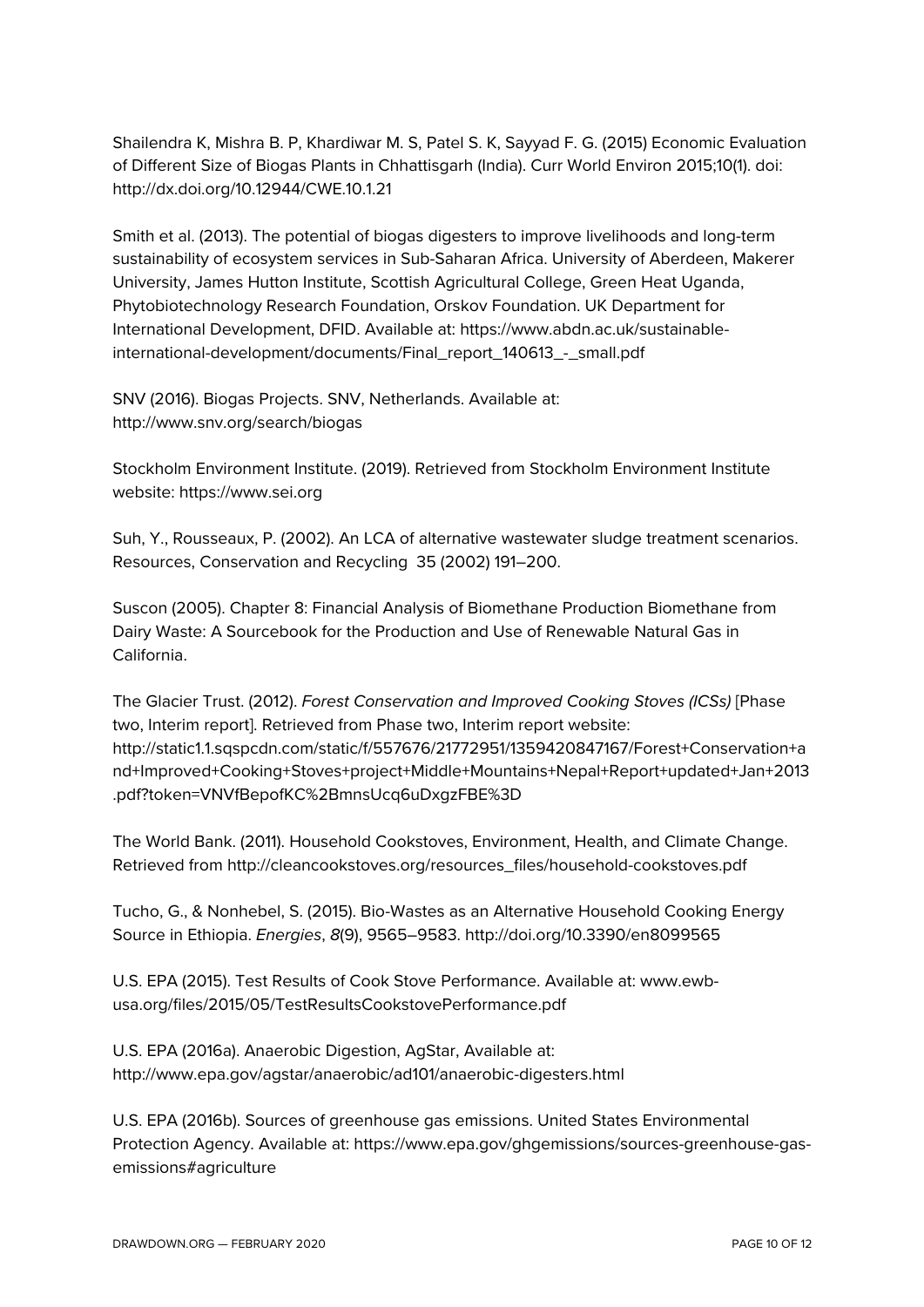Shailendra K, Mishra B. P, Khardiwar M. S, Patel S. K, Sayyad F. G. (2015) Economic Evaluation of Different Size of Biogas Plants in Chhattisgarh (India). Curr World Environ 2015;10(1). doi: http://dx.doi.org/10.12944/CWE.10.1.21

Smith et al. (2013). The potential of biogas digesters to improve livelihoods and long-term sustainability of ecosystem services in Sub-Saharan Africa. University of Aberdeen, Makerer University, James Hutton Institute, Scottish Agricultural College, Green Heat Uganda, Phytobiotechnology Research Foundation, Orskov Foundation. UK Department for International Development, DFID. Available at: https://www.abdn.ac.uk/sustainable-international-development/documents/Final_report_140613_-_small.pdf

SNV (2016). Biogas Projects. SNV, Netherlands. Available at: http://www.snv.org/search/biogas

Stockholm Environment Institute. (2019). Retrieved from Stockholm Environment Institute website: https://www.sei.org

Suh, Y., Rousseaux, P. (2002). An LCA of alternative wastewater sludge treatment scenarios. Resources, Conservation and Recycling 35 (2002) 191–200.

Suscon (2005). Chapter 8: Financial Analysis of Biomethane Production Biomethane from Dairy Waste: A Sourcebook for the Production and Use of Renewable Natural Gas in California.

The Glacier Trust. (2012). *Forest Conservation and Improved Cooking Stoves (ICSs)* [Phase two, Interim report]. Retrieved from Phase two, Interim report website: http://static1.1.sqspcdn.com/static/f/557676/21772951/1359420847167/Forest+Conservation+and+Improved+Cooking+Stoves+project+Middle+Mountains+Nepal+Report+updated+Jan+2013.pdf?token=VNVfBepofKC%2BmnsUcq6uDxgzFBE%3D

The World Bank. (2011). Household Cookstoves, Environment, Health, and Climate Change. Retrieved from http://cleancookstoves.org/resources_files/household-cookstoves.pdf

Tucho, G., & Nonhebel, S. (2015). Bio-Wastes as an Alternative Household Cooking Energy Source in Ethiopia. *Energies*, *8*(9), 9565–9583. http://doi.org/10.3390/en8099565

U.S. EPA (2015). Test Results of Cook Stove Performance. Available at: www.ewb-usa.org/files/2015/05/TestResultsCookstovePerformance.pdf

U.S. EPA (2016a). Anaerobic Digestion, AgStar, Available at: http://www.epa.gov/agstar/anaerobic/ad101/anaerobic-digesters.html

U.S. EPA (2016b). Sources of greenhouse gas emissions. United States Environmental Protection Agency. Available at: https://www.epa.gov/ghgemissions/sources-greenhouse-gas-emissions#agriculture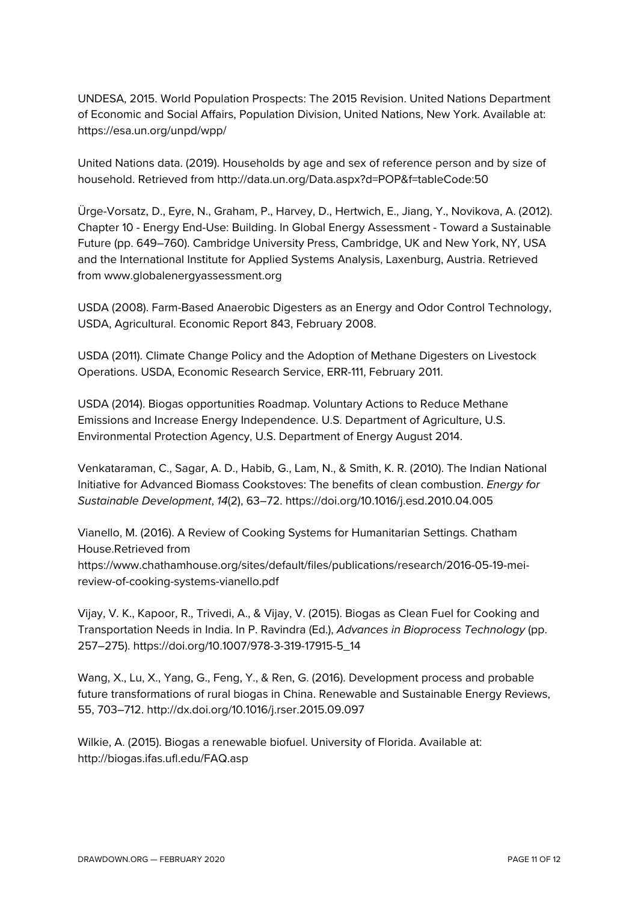UNDESA, 2015. World Population Prospects: The 2015 Revision. United Nations Department of Economic and Social Affairs, Population Division, United Nations, New York. Available at: https://esa.un.org/unpd/wpp/

United Nations data. (2019). Households by age and sex of reference person and by size of household. Retrieved from http://data.un.org/Data.aspx?d=POP&f=tableCode:50

Ürge-Vorsatz, D., Eyre, N., Graham, P., Harvey, D., Hertwich, E., Jiang, Y., Novikova, A. (2012). Chapter 10 - Energy End-Use: Building. In Global Energy Assessment - Toward a Sustainable Future (pp. 649–760). Cambridge University Press, Cambridge, UK and New York, NY, USA and the International Institute for Applied Systems Analysis, Laxenburg, Austria. Retrieved from www.globalenergyassessment.org

USDA (2008). Farm-Based Anaerobic Digesters as an Energy and Odor Control Technology, USDA, Agricultural. Economic Report 843, February 2008.

USDA (2011). Climate Change Policy and the Adoption of Methane Digesters on Livestock Operations. USDA, Economic Research Service, ERR-111, February 2011.

USDA (2014). Biogas opportunities Roadmap. Voluntary Actions to Reduce Methane Emissions and Increase Energy Independence. U.S. Department of Agriculture, U.S. Environmental Protection Agency, U.S. Department of Energy August 2014.

Venkataraman, C., Sagar, A. D., Habib, G., Lam, N., & Smith, K. R. (2010). The Indian National Initiative for Advanced Biomass Cookstoves: The benefits of clean combustion. *Energy for Sustainable Development*, *14*(2), 63–72. https://doi.org/10.1016/j.esd.2010.04.005

Vianello, M. (2016). A Review of Cooking Systems for Humanitarian Settings. Chatham House.Retrieved from https://www.chathamhouse.org/sites/default/files/publications/research/2016-05-19-mei-review-of-cooking-systems-vianello.pdf

Vijay, V. K., Kapoor, R., Trivedi, A., & Vijay, V. (2015). Biogas as Clean Fuel for Cooking and Transportation Needs in India. In P. Ravindra (Ed.), *Advances in Bioprocess Technology* (pp. 257–275). https://doi.org/10.1007/978-3-319-17915-5_14

Wang, X., Lu, X., Yang, G., Feng, Y., & Ren, G. (2016). Development process and probable future transformations of rural biogas in China. Renewable and Sustainable Energy Reviews, 55, 703–712. http://dx.doi.org/10.1016/j.rser.2015.09.097

Wilkie, A. (2015). Biogas a renewable biofuel. University of Florida. Available at: http://biogas.ifas.ufl.edu/FAQ.asp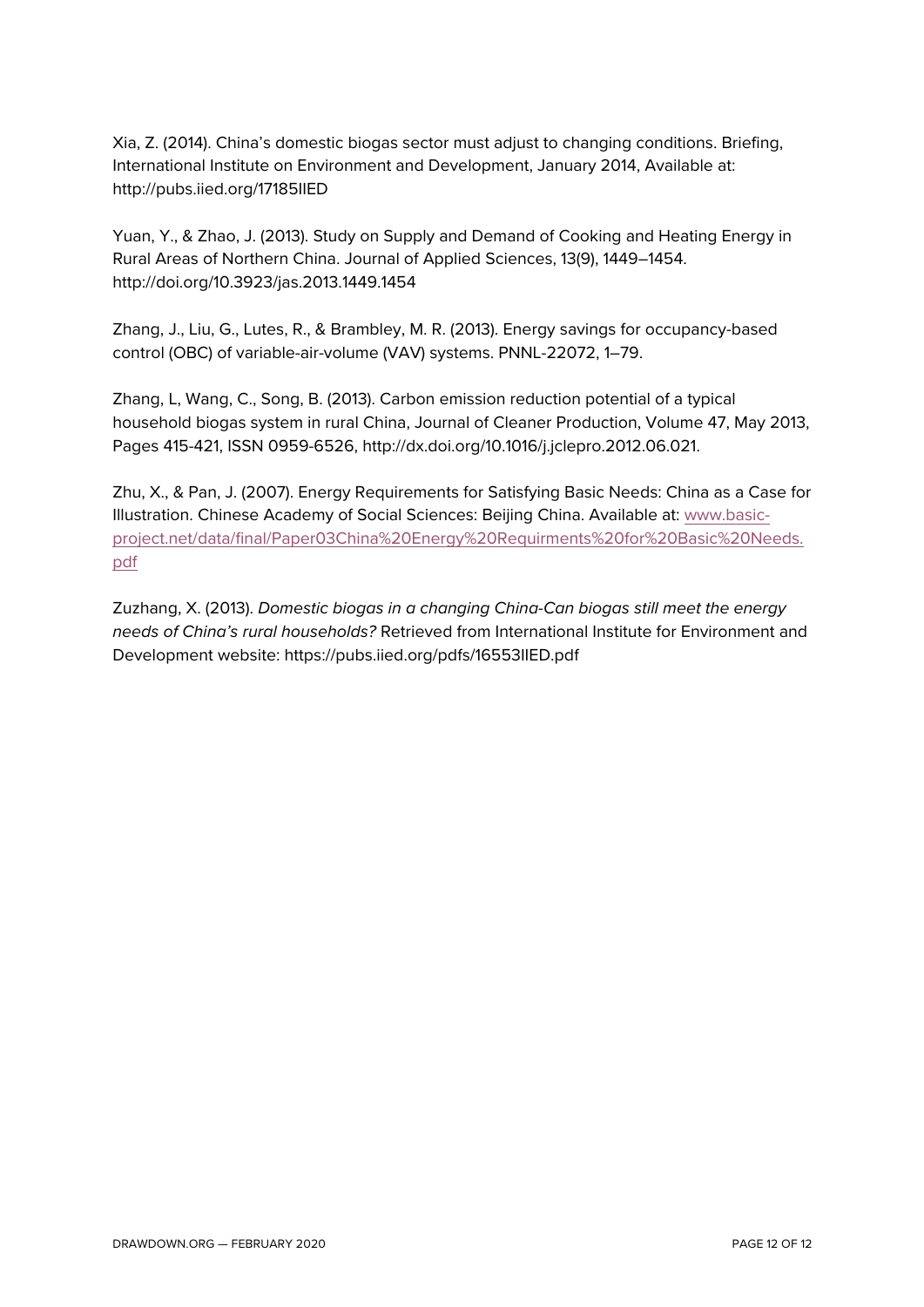Xia, Z. (2014). China's domestic biogas sector must adjust to changing conditions. Briefing, International Institute on Environment and Development, January 2014, Available at: http://pubs.iied.org/17185IIED

Yuan, Y., & Zhao, J. (2013). Study on Supply and Demand of Cooking and Heating Energy in Rural Areas of Northern China. Journal of Applied Sciences, 13(9), 1449–1454. http://doi.org/10.3923/jas.2013.1449.1454

Zhang, J., Liu, G., Lutes, R., & Brambley, M. R. (2013). Energy savings for occupancy-based control (OBC) of variable-air-volume (VAV) systems. PNNL-22072, 1–79.

Zhang, L, Wang, C., Song, B. (2013). Carbon emission reduction potential of a typical household biogas system in rural China, Journal of Cleaner Production, Volume 47, May 2013, Pages 415-421, ISSN 0959-6526, http://dx.doi.org/10.1016/j.jclepro.2012.06.021.

Zhu, X., & Pan, J. (2007). Energy Requirements for Satisfying Basic Needs: China as a Case for Illustration. Chinese Academy of Social Sciences: Beijing China. Available at: www.basic-project.net/data/final/Paper03China%20Energy%20Requirments%20for%20Basic%20Needs.pdf

Zuzhang, X. (2013). *Domestic biogas in a changing China-Can biogas still meet the energy needs of China's rural households?* Retrieved from International Institute for Environment and Development website: https://pubs.iied.org/pdfs/16553IIED.pdf